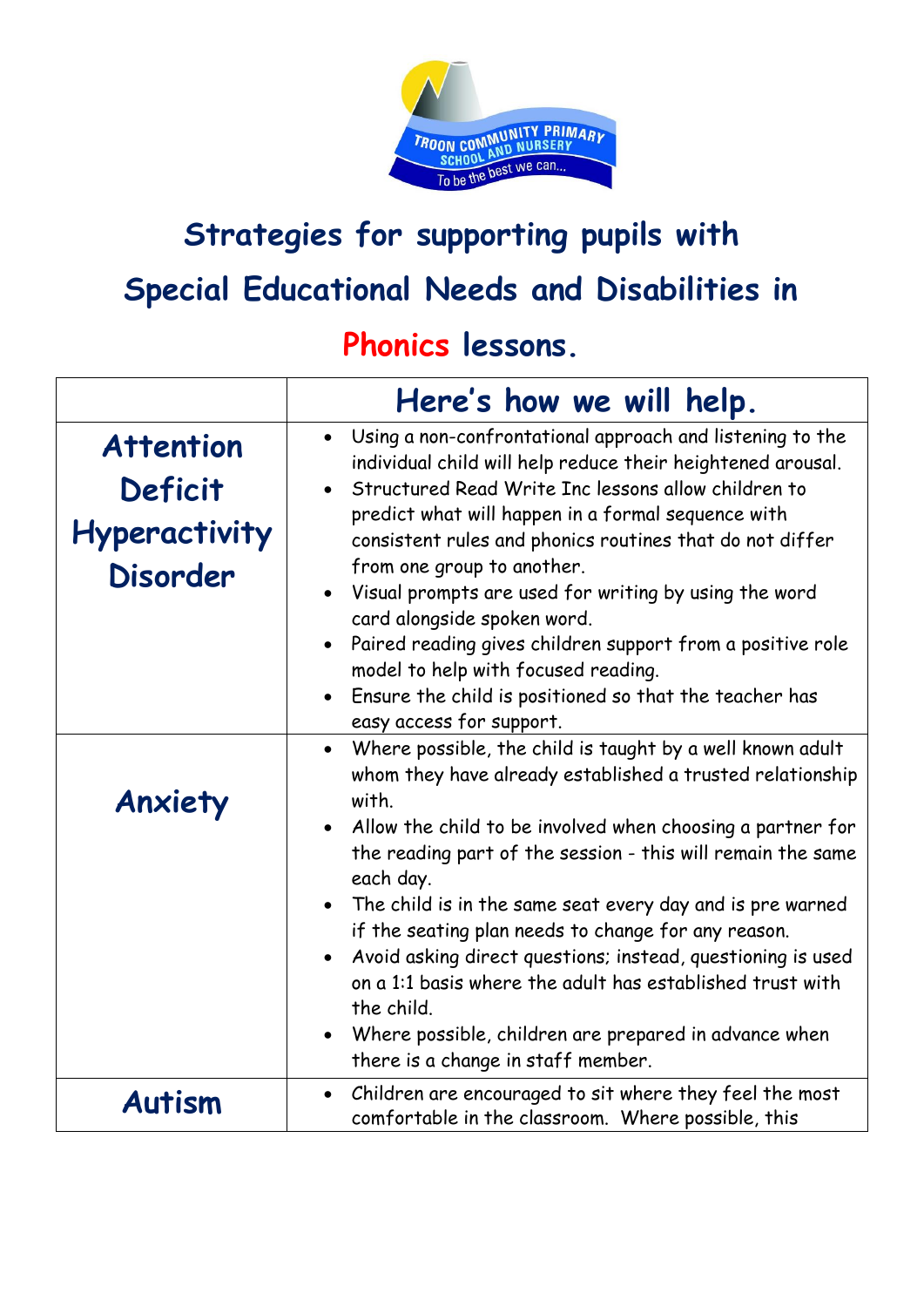# Strategies for supporting pupils with Special Educational Needs and Disabilities in Phonics lessons.

| | Here's how we will help. |
|---|---|
| **Attention Deficit Hyperactivity Disorder** | • Using a non-confrontational approach and listening to the individual child will help reduce their heightened arousal.<br>• Structured Read Write Inc lessons allow children to predict what will happen in a formal sequence with consistent rules and phonics routines that do not differ from one group to another.<br>• Visual prompts are used for writing by using the word card alongside spoken word.<br>• Paired reading gives children support from a positive role model to help with focused reading.<br>• Ensure the child is positioned so that the teacher has easy access for support. |
| **Anxiety** | • Where possible, the child is taught by a well known adult whom they have already established a trusted relationship with.<br>• Allow the child to be involved when choosing a partner for the reading part of the session - this will remain the same each day.<br>• The child is in the same seat every day and is pre warned if the seating plan needs to change for any reason.<br>• Avoid asking direct questions; instead, questioning is used on a 1:1 basis where the adult has established trust with the child.<br>• Where possible, children are prepared in advance when there is a change in staff member. |
| **Autism** | • Children are encouraged to sit where they feel the most comfortable in the classroom. Where possible, this |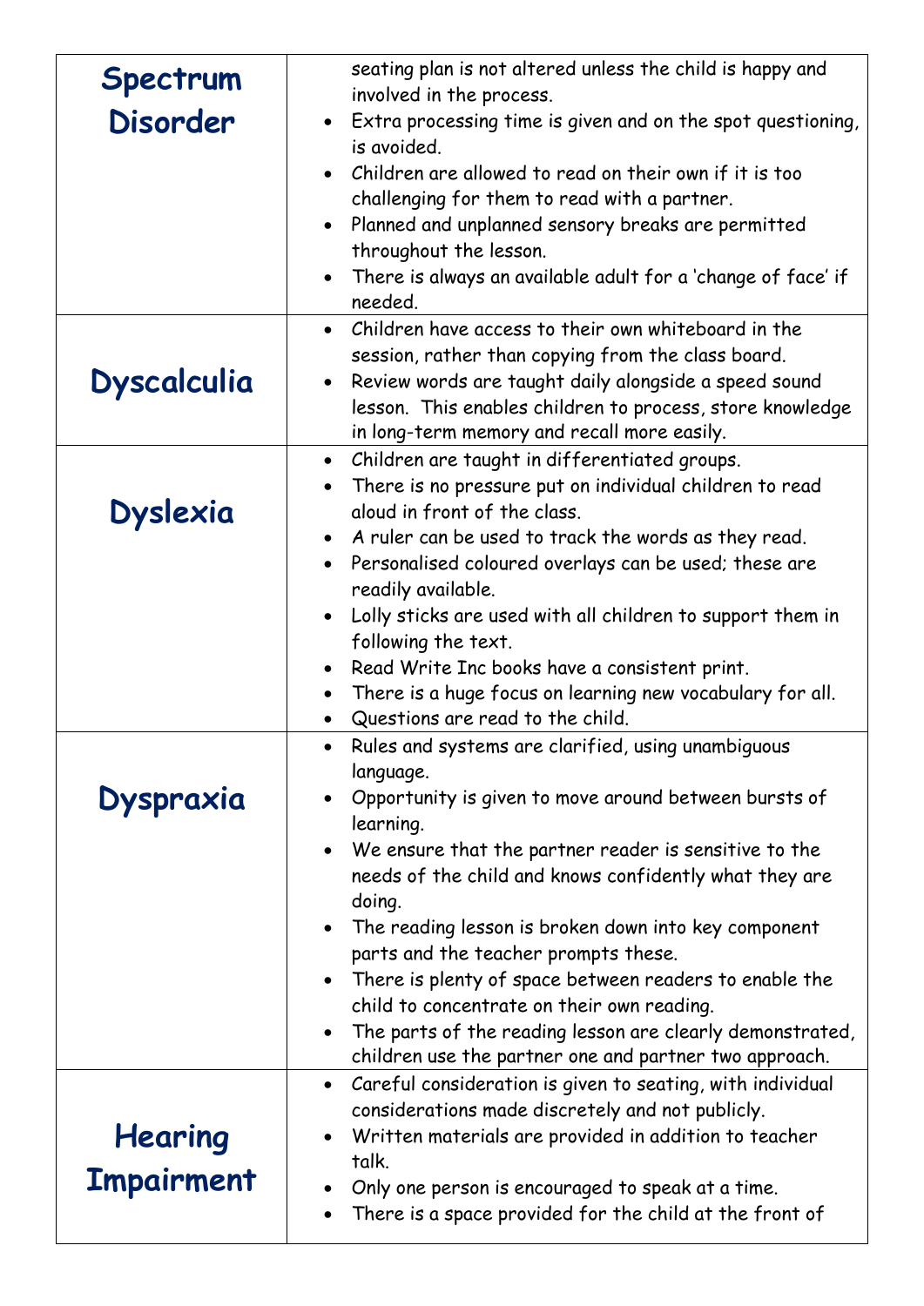| | |
|---|---|
| **Spectrum Disorder** | seating plan is not altered unless the child is happy and involved in the process.<br>• Extra processing time is given and on the spot questioning, is avoided.<br>• Children are allowed to read on their own if it is too challenging for them to read with a partner.<br>• Planned and unplanned sensory breaks are permitted throughout the lesson.<br>• There is always an available adult for a 'change of face' if needed. |
| **Dyscalculia** | • Children have access to their own whiteboard in the session, rather than copying from the class board.<br>• Review words are taught daily alongside a speed sound lesson. This enables children to process, store knowledge in long-term memory and recall more easily. |
| **Dyslexia** | • Children are taught in differentiated groups.<br>• There is no pressure put on individual children to read aloud in front of the class.<br>• A ruler can be used to track the words as they read.<br>• Personalised coloured overlays can be used; these are readily available.<br>• Lolly sticks are used with all children to support them in following the text.<br>• Read Write Inc books have a consistent print.<br>• There is a huge focus on learning new vocabulary for all.<br>• Questions are read to the child. |
| **Dyspraxia** | • Rules and systems are clarified, using unambiguous language.<br>• Opportunity is given to move around between bursts of learning.<br>• We ensure that the partner reader is sensitive to the needs of the child and knows confidently what they are doing.<br>• The reading lesson is broken down into key component parts and the teacher prompts these.<br>• There is plenty of space between readers to enable the child to concentrate on their own reading.<br>• The parts of the reading lesson are clearly demonstrated, children use the partner one and partner two approach. |
| **Hearing Impairment** | • Careful consideration is given to seating, with individual considerations made discretely and not publicly.<br>• Written materials are provided in addition to teacher talk.<br>• Only one person is encouraged to speak at a time.<br>• There is a space provided for the child at the front of |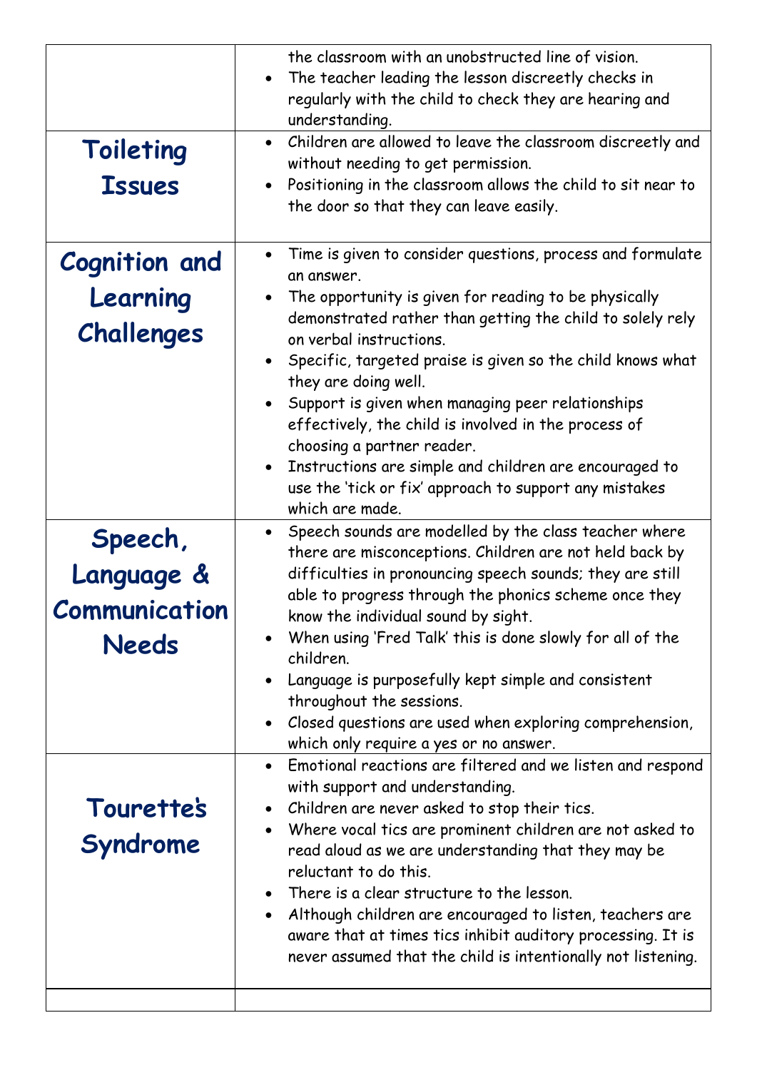| | |
|---|---|
| | the classroom with an unobstructed line of vision.<br>• The teacher leading the lesson discreetly checks in regularly with the child to check they are hearing and understanding. |
| **Toileting Issues** | • Children are allowed to leave the classroom discreetly and without needing to get permission.<br>• Positioning in the classroom allows the child to sit near to the door so that they can leave easily. |
| **Cognition and Learning Challenges** | • Time is given to consider questions, process and formulate an answer.<br>• The opportunity is given for reading to be physically demonstrated rather than getting the child to solely rely on verbal instructions.<br>• Specific, targeted praise is given so the child knows what they are doing well.<br>• Support is given when managing peer relationships effectively, the child is involved in the process of choosing a partner reader.<br>• Instructions are simple and children are encouraged to use the 'tick or fix' approach to support any mistakes which are made. |
| **Speech, Language & Communication Needs** | • Speech sounds are modelled by the class teacher where there are misconceptions. Children are not held back by difficulties in pronouncing speech sounds; they are still able to progress through the phonics scheme once they know the individual sound by sight.<br>• When using 'Fred Talk' this is done slowly for all of the children.<br>• Language is purposefully kept simple and consistent throughout the sessions.<br>• Closed questions are used when exploring comprehension, which only require a yes or no answer. |
| **Tourette's Syndrome** | • Emotional reactions are filtered and we listen and respond with support and understanding.<br>• Children are never asked to stop their tics.<br>• Where vocal tics are prominent children are not asked to read aloud as we are understanding that they may be reluctant to do this.<br>• There is a clear structure to the lesson.<br>• Although children are encouraged to listen, teachers are aware that at times tics inhibit auditory processing. It is never assumed that the child is intentionally not listening. |
| | |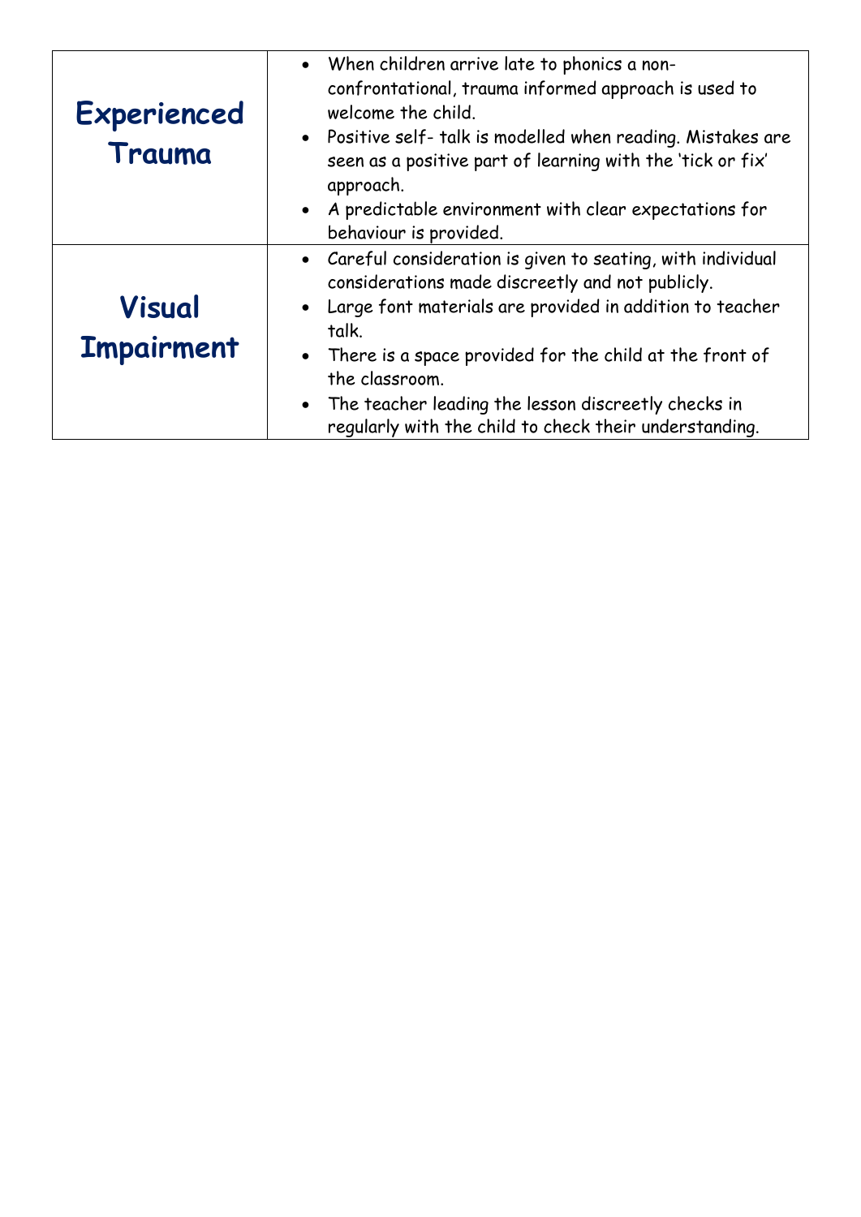| | |
|---|---|
| **Experienced Trauma** | • When children arrive late to phonics a non-confrontational, trauma informed approach is used to welcome the child.<br>• Positive self- talk is modelled when reading. Mistakes are seen as a positive part of learning with the 'tick or fix' approach.<br>• A predictable environment with clear expectations for behaviour is provided. |
| **Visual Impairment** | • Careful consideration is given to seating, with individual considerations made discreetly and not publicly.<br>• Large font materials are provided in addition to teacher talk.<br>• There is a space provided for the child at the front of the classroom.<br>• The teacher leading the lesson discreetly checks in regularly with the child to check their understanding. |